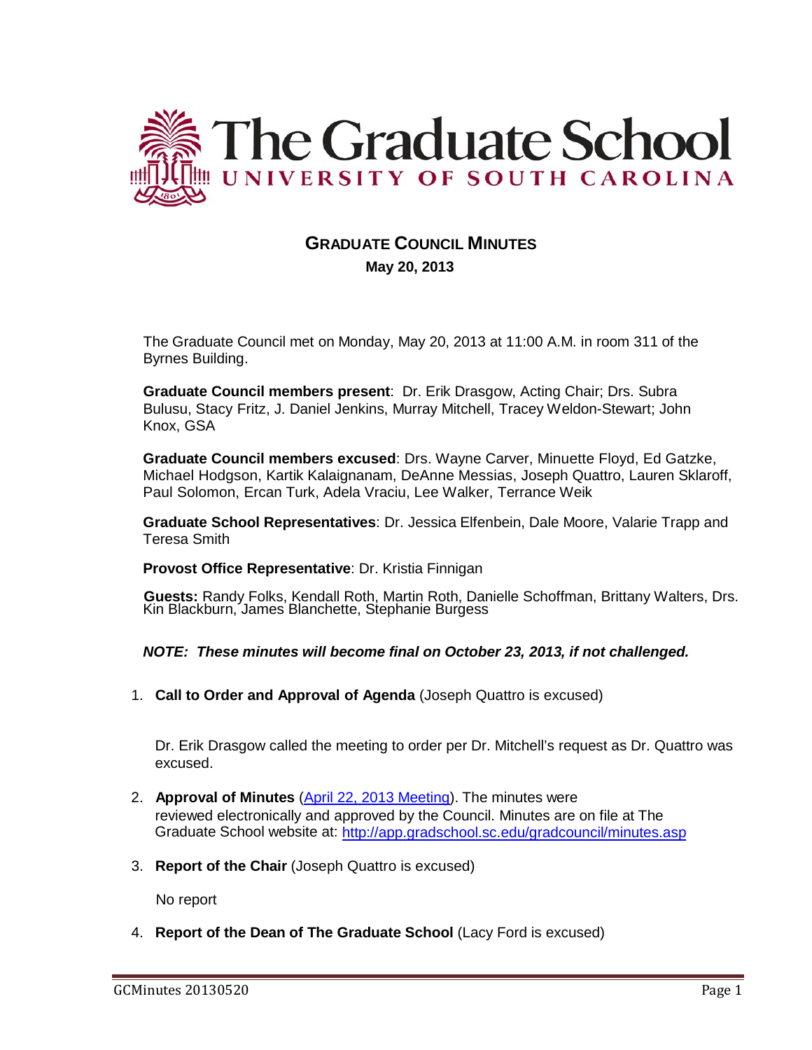# The Graduate School
## UNIVERSITY OF SOUTH CAROLINA

## GRADUATE COUNCIL MINUTES
**May 20, 2013**

The Graduate Council met on Monday, May 20, 2013 at 11:00 A.M. in room 311 of the Byrnes Building.

**Graduate Council members present**: Dr. Erik Drasgow, Acting Chair; Drs. Subra Bulusu, Stacy Fritz, J. Daniel Jenkins, Murray Mitchell, Tracey Weldon-Stewart; John Knox, GSA

**Graduate Council members excused**: Drs. Wayne Carver, Minuette Floyd, Ed Gatzke, Michael Hodgson, Kartik Kalaignanam, DeAnne Messias, Joseph Quattro, Lauren Sklaroff, Paul Solomon, Ercan Turk, Adela Vraciu, Lee Walker, Terrance Weik

**Graduate School Representatives**: Dr. Jessica Elfenbein, Dale Moore, Valarie Trapp and Teresa Smith

**Provost Office Representative**: Dr. Kristia Finnigan

**Guests:** Randy Folks, Kendall Roth, Martin Roth, Danielle Schoffman, Brittany Walters, Drs. Kin Blackburn, James Blanchette, Stephanie Burgess

***NOTE: These minutes will become final on October 23, 2013, if not challenged.***

1. **Call to Order and Approval of Agenda** (Joseph Quattro is excused)

   Dr. Erik Drasgow called the meeting to order per Dr. Mitchell's request as Dr. Quattro was excused.

2. **Approval of Minutes** (April 22, 2013 Meeting). The minutes were reviewed electronically and approved by the Council. Minutes are on file at The Graduate School website at: http://app.gradschool.sc.edu/gradcouncil/minutes.asp

3. **Report of the Chair** (Joseph Quattro is excused)

   No report

4. **Report of the Dean of The Graduate School** (Lacy Ford is excused)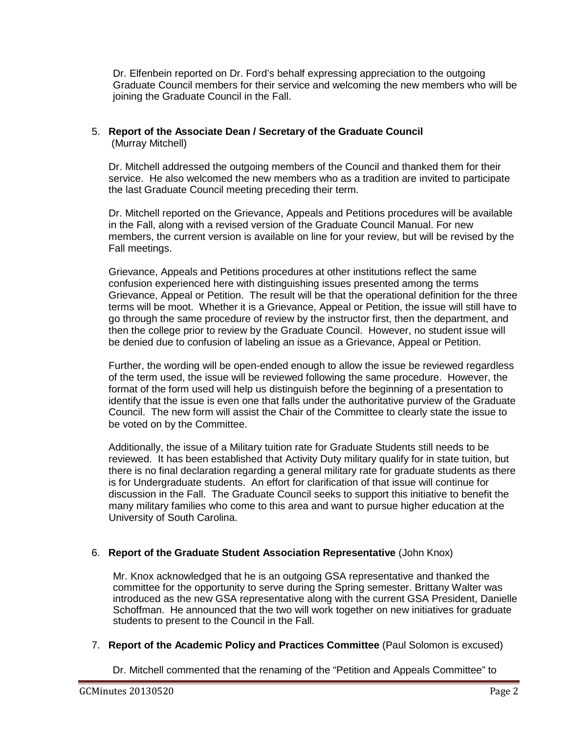Dr. Elfenbein reported on Dr. Ford's behalf expressing appreciation to the outgoing Graduate Council members for their service and welcoming the new members who will be joining the Graduate Council in the Fall.

5. **Report of the Associate Dean / Secretary of the Graduate Council** (Murray Mitchell)

   Dr. Mitchell addressed the outgoing members of the Council and thanked them for their service. He also welcomed the new members who as a tradition are invited to participate the last Graduate Council meeting preceding their term.

   Dr. Mitchell reported on the Grievance, Appeals and Petitions procedures will be available in the Fall, along with a revised version of the Graduate Council Manual. For new members, the current version is available on line for your review, but will be revised by the Fall meetings.

   Grievance, Appeals and Petitions procedures at other institutions reflect the same confusion experienced here with distinguishing issues presented among the terms Grievance, Appeal or Petition. The result will be that the operational definition for the three terms will be moot. Whether it is a Grievance, Appeal or Petition, the issue will still have to go through the same procedure of review by the instructor first, then the department, and then the college prior to review by the Graduate Council. However, no student issue will be denied due to confusion of labeling an issue as a Grievance, Appeal or Petition.

   Further, the wording will be open-ended enough to allow the issue be reviewed regardless of the term used, the issue will be reviewed following the same procedure. However, the format of the form used will help us distinguish before the beginning of a presentation to identify that the issue is even one that falls under the authoritative purview of the Graduate Council. The new form will assist the Chair of the Committee to clearly state the issue to be voted on by the Committee.

   Additionally, the issue of a Military tuition rate for Graduate Students still needs to be reviewed. It has been established that Activity Duty military qualify for in state tuition, but there is no final declaration regarding a general military rate for graduate students as there is for Undergraduate students. An effort for clarification of that issue will continue for discussion in the Fall. The Graduate Council seeks to support this initiative to benefit the many military families who come to this area and want to pursue higher education at the University of South Carolina.

6. **Report of the Graduate Student Association Representative** (John Knox)

   Mr. Knox acknowledged that he is an outgoing GSA representative and thanked the committee for the opportunity to serve during the Spring semester. Brittany Walter was introduced as the new GSA representative along with the current GSA President, Danielle Schoffman. He announced that the two will work together on new initiatives for graduate students to present to the Council in the Fall.

7. **Report of the Academic Policy and Practices Committee** (Paul Solomon is excused)

   Dr. Mitchell commented that the renaming of the "Petition and Appeals Committee" to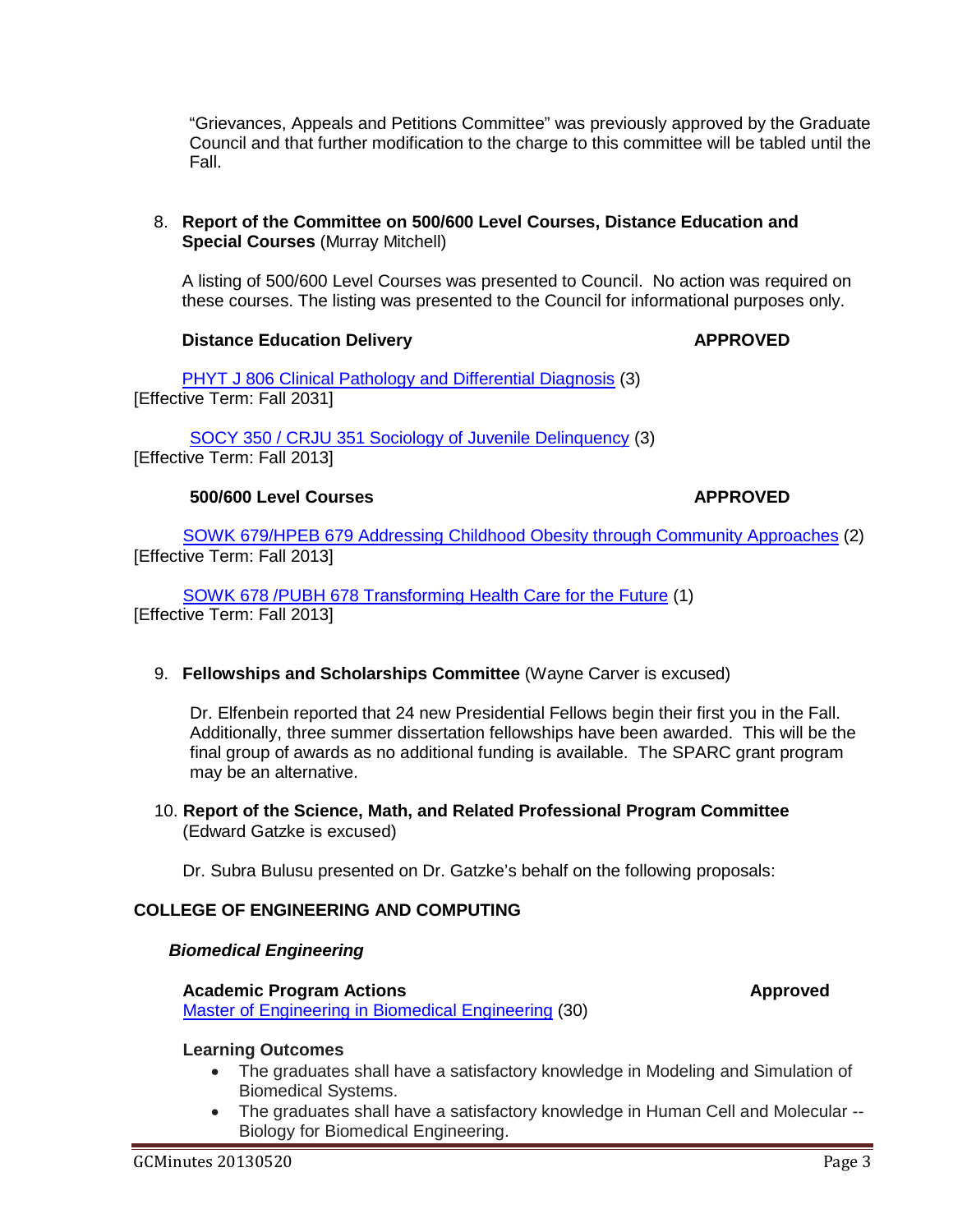"Grievances, Appeals and Petitions Committee" was previously approved by the Graduate Council and that further modification to the charge to this committee will be tabled until the Fall.

8. **Report of the Committee on 500/600 Level Courses, Distance Education and Special Courses** (Murray Mitchell)

   A listing of 500/600 Level Courses was presented to Council. No action was required on these courses. The listing was presented to the Council for informational purposes only.

**Distance Education Delivery** **APPROVED**

PHYT J 806 Clinical Pathology and Differential Diagnosis (3)
[Effective Term: Fall 2031]

SOCY 350 / CRJU 351 Sociology of Juvenile Delinquency (3)
[Effective Term: Fall 2013]

**500/600 Level Courses** **APPROVED**

SOWK 679/HPEB 679 Addressing Childhood Obesity through Community Approaches (2)
[Effective Term: Fall 2013]

SOWK 678 /PUBH 678 Transforming Health Care for the Future (1)
[Effective Term: Fall 2013]

9. **Fellowships and Scholarships Committee** (Wayne Carver is excused)

   Dr. Elfenbein reported that 24 new Presidential Fellows begin their first you in the Fall. Additionally, three summer dissertation fellowships have been awarded. This will be the final group of awards as no additional funding is available. The SPARC grant program may be an alternative.

10. **Report of the Science, Math, and Related Professional Program Committee** (Edward Gatzke is excused)

    Dr. Subra Bulusu presented on Dr. Gatzke's behalf on the following proposals:

**COLLEGE OF ENGINEERING AND COMPUTING**

***Biomedical Engineering***

**Academic Program Actions** **Approved**
Master of Engineering in Biomedical Engineering (30)

**Learning Outcomes**

- The graduates shall have a satisfactory knowledge in Modeling and Simulation of Biomedical Systems.
- The graduates shall have a satisfactory knowledge in Human Cell and Molecular -- Biology for Biomedical Engineering.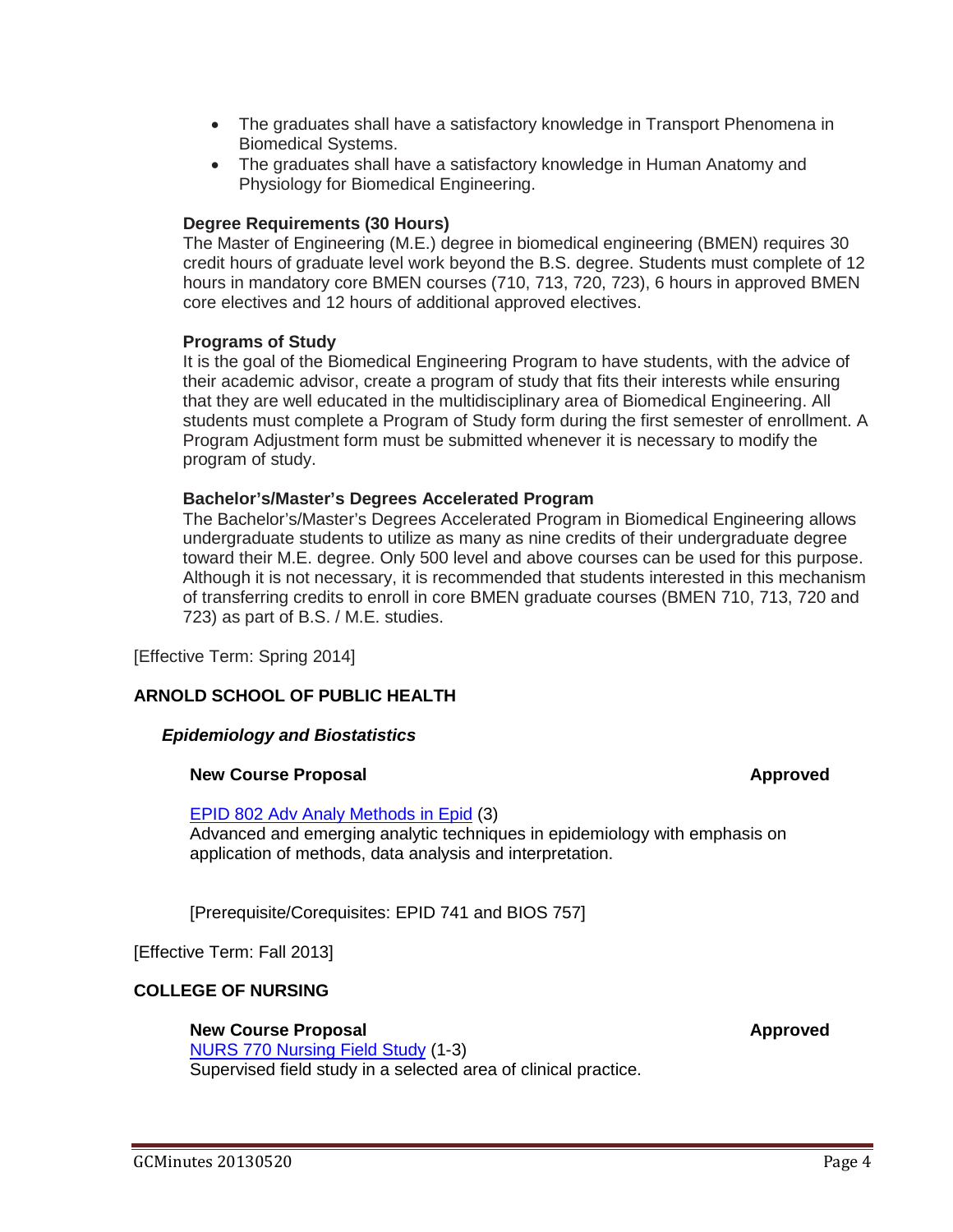- The graduates shall have a satisfactory knowledge in Transport Phenomena in Biomedical Systems.
- The graduates shall have a satisfactory knowledge in Human Anatomy and Physiology for Biomedical Engineering.

**Degree Requirements (30 Hours)**

The Master of Engineering (M.E.) degree in biomedical engineering (BMEN) requires 30 credit hours of graduate level work beyond the B.S. degree. Students must complete of 12 hours in mandatory core BMEN courses (710, 713, 720, 723), 6 hours in approved BMEN core electives and 12 hours of additional approved electives.

**Programs of Study**

It is the goal of the Biomedical Engineering Program to have students, with the advice of their academic advisor, create a program of study that fits their interests while ensuring that they are well educated in the multidisciplinary area of Biomedical Engineering. All students must complete a Program of Study form during the first semester of enrollment. A Program Adjustment form must be submitted whenever it is necessary to modify the program of study.

**Bachelor's/Master's Degrees Accelerated Program**

The Bachelor's/Master's Degrees Accelerated Program in Biomedical Engineering allows undergraduate students to utilize as many as nine credits of their undergraduate degree toward their M.E. degree. Only 500 level and above courses can be used for this purpose. Although it is not necessary, it is recommended that students interested in this mechanism of transferring credits to enroll in core BMEN graduate courses (BMEN 710, 713, 720 and 723) as part of B.S. / M.E. studies.

[Effective Term: Spring 2014]

## ARNOLD SCHOOL OF PUBLIC HEALTH

### *Epidemiology and Biostatistics*

**New Course Proposal** **Approved**

EPID 802 Adv Analy Methods in Epid (3)
Advanced and emerging analytic techniques in epidemiology with emphasis on application of methods, data analysis and interpretation.

[Prerequisite/Corequisites: EPID 741 and BIOS 757]

[Effective Term: Fall 2013]

## COLLEGE OF NURSING

**New Course Proposal** **Approved**

NURS 770 Nursing Field Study (1-3)
Supervised field study in a selected area of clinical practice.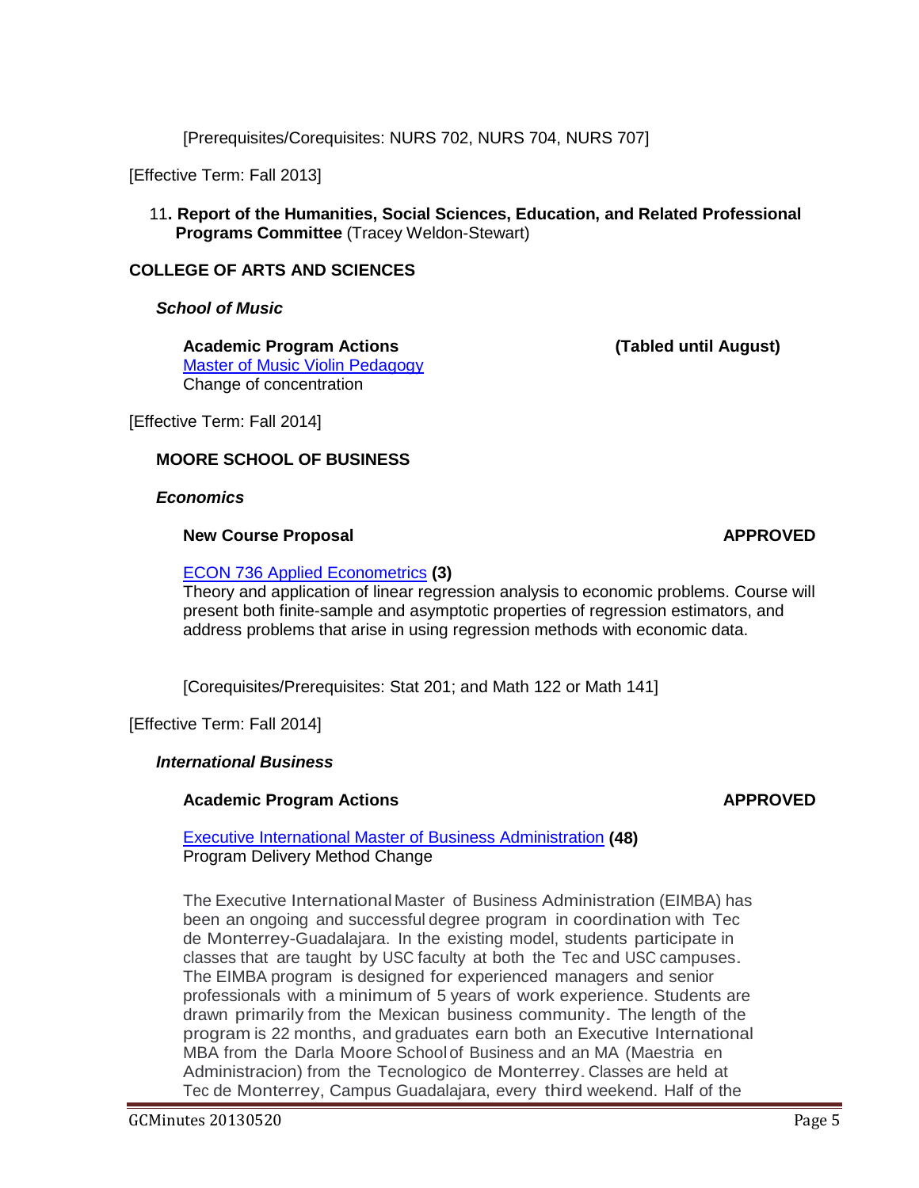[Prerequisites/Corequisites: NURS 702, NURS 704, NURS 707]

[Effective Term: Fall 2013]

11. **Report of the Humanities, Social Sciences, Education, and Related Professional Programs Committee** (Tracey Weldon-Stewart)

**COLLEGE OF ARTS AND SCIENCES**

***School of Music***

**Academic Program Actions** **(Tabled until August)**
Master of Music Violin Pedagogy
Change of concentration

[Effective Term: Fall 2014]

**MOORE SCHOOL OF BUSINESS**

***Economics***

**New Course Proposal** **APPROVED**

ECON 736 Applied Econometrics **(3)**
Theory and application of linear regression analysis to economic problems. Course will present both finite-sample and asymptotic properties of regression estimators, and address problems that arise in using regression methods with economic data.

[Corequisites/Prerequisites: Stat 201; and Math 122 or Math 141]

[Effective Term: Fall 2014]

***International Business***

**Academic Program Actions** **APPROVED**

Executive International Master of Business Administration **(48)**
Program Delivery Method Change

The Executive International Master of Business Administration (EIMBA) has been an ongoing and successful degree program in coordination with Tec de Monterrey-Guadalajara. In the existing model, students participate in classes that are taught by USC faculty at both the Tec and USC campuses. The EIMBA program is designed for experienced managers and senior professionals with a minimum of 5 years of work experience. Students are drawn primarily from the Mexican business community. The length of the program is 22 months, and graduates earn both an Executive International MBA from the Darla Moore School of Business and an MA (Maestria en Administracion) from the Tecnologico de Monterrey. Classes are held at Tec de Monterrey, Campus Guadalajara, every third weekend. Half of the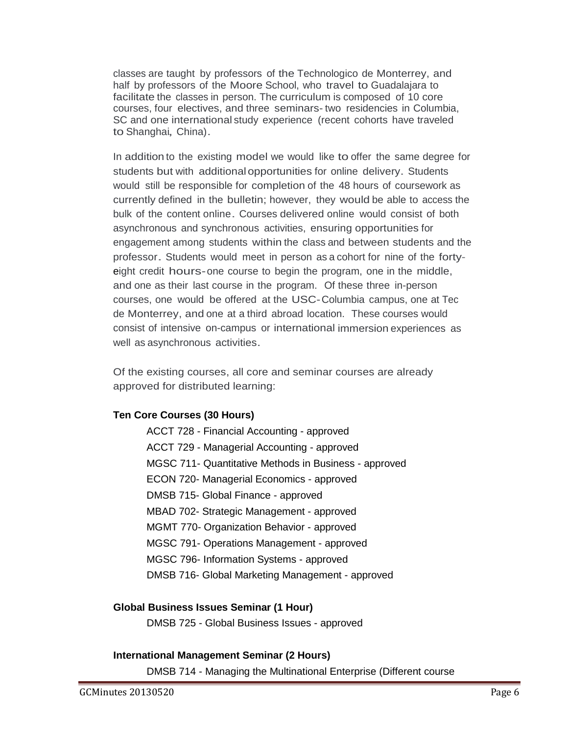classes are taught by professors of the Technologico de Monterrey, and half by professors of the Moore School, who travel to Guadalajara to facilitate the classes in person. The curriculum is composed of 10 core courses, four electives, and three seminars- two residencies in Columbia, SC and one international study experience (recent cohorts have traveled to Shanghai, China).

In addition to the existing model we would like to offer the same degree for students but with additional opportunities for online delivery. Students would still be responsible for completion of the 48 hours of coursework as currently defined in the bulletin; however, they would be able to access the bulk of the content online. Courses delivered online would consist of both asynchronous and synchronous activities, ensuring opportunities for engagement among students within the class and between students and the professor. Students would meet in person as a cohort for nine of the forty-eight credit hours-one course to begin the program, one in the middle, and one as their last course in the program. Of these three in-person courses, one would be offered at the USC-Columbia campus, one at Tec de Monterrey, and one at a third abroad location. These courses would consist of intensive on-campus or international immersion experiences as well as asynchronous activities.

Of the existing courses, all core and seminar courses are already approved for distributed learning:

**Ten Core Courses (30 Hours)**

- ACCT 728 - Financial Accounting - approved
- ACCT 729 - Managerial Accounting - approved
- MGSC 711- Quantitative Methods in Business - approved
- ECON 720- Managerial Economics - approved
- DMSB 715- Global Finance - approved
- MBAD 702- Strategic Management - approved
- MGMT 770- Organization Behavior - approved
- MGSC 791- Operations Management - approved
- MGSC 796- Information Systems - approved
- DMSB 716- Global Marketing Management - approved

**Global Business Issues Seminar (1 Hour)**

- DMSB 725 - Global Business Issues - approved

**International Management Seminar (2 Hours)**

- DMSB 714 - Managing the Multinational Enterprise (Different course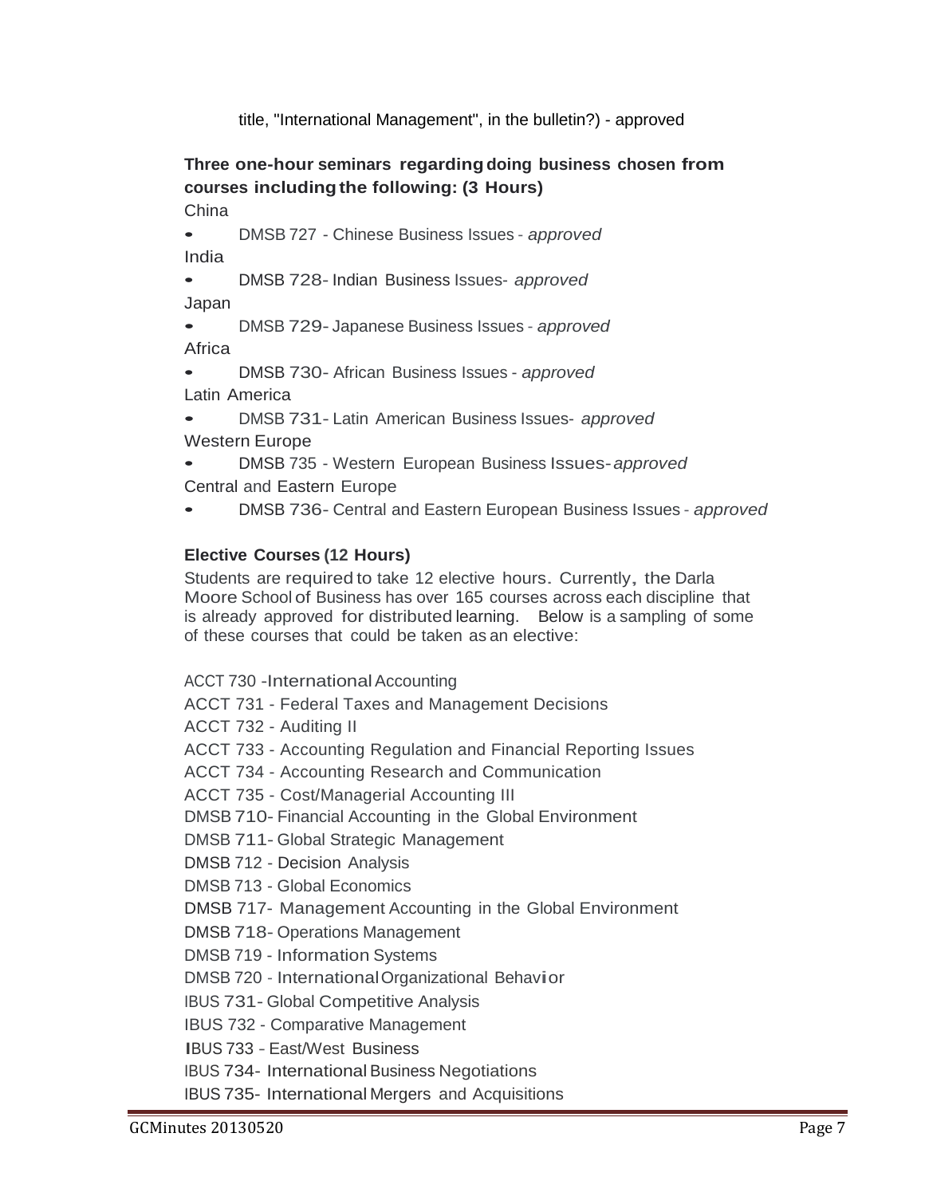title, "International Management", in the bulletin?) - approved

**Three one-hour seminars regarding doing business chosen from courses including the following: (3 Hours)**

China

- DMSB 727 - Chinese Business Issues - *approved*

India

- DMSB 728- Indian Business Issues- *approved*

Japan

- DMSB 729- Japanese Business Issues - *approved*

Africa

- DMSB 730- African Business Issues - *approved*

Latin America

- DMSB 731- Latin American Business Issues- *approved*

Western Europe

- DMSB 735 - Western European Business Issues- *approved*

Central and Eastern Europe

- DMSB 736- Central and Eastern European Business Issues - *approved*

**Elective Courses (12 Hours)**

Students are required to take 12 elective hours. Currently, the Darla Moore School of Business has over 165 courses across each discipline that is already approved for distributed learning. Below is a sampling of some of these courses that could be taken as an elective:

ACCT 730 -International Accounting
ACCT 731 - Federal Taxes and Management Decisions
ACCT 732 - Auditing II
ACCT 733 - Accounting Regulation and Financial Reporting Issues
ACCT 734 - Accounting Research and Communication
ACCT 735 - Cost/Managerial Accounting III
DMSB 710- Financial Accounting in the Global Environment
DMSB 711- Global Strategic Management
DMSB 712 - Decision Analysis
DMSB 713 - Global Economics
DMSB 717- Management Accounting in the Global Environment
DMSB 718- Operations Management
DMSB 719 - Information Systems
DMSB 720 - International Organizational Behavior
IBUS 731- Global Competitive Analysis
IBUS 732 - Comparative Management
IBUS 733 - East/West Business
IBUS 734- International Business Negotiations
IBUS 735- International Mergers and Acquisitions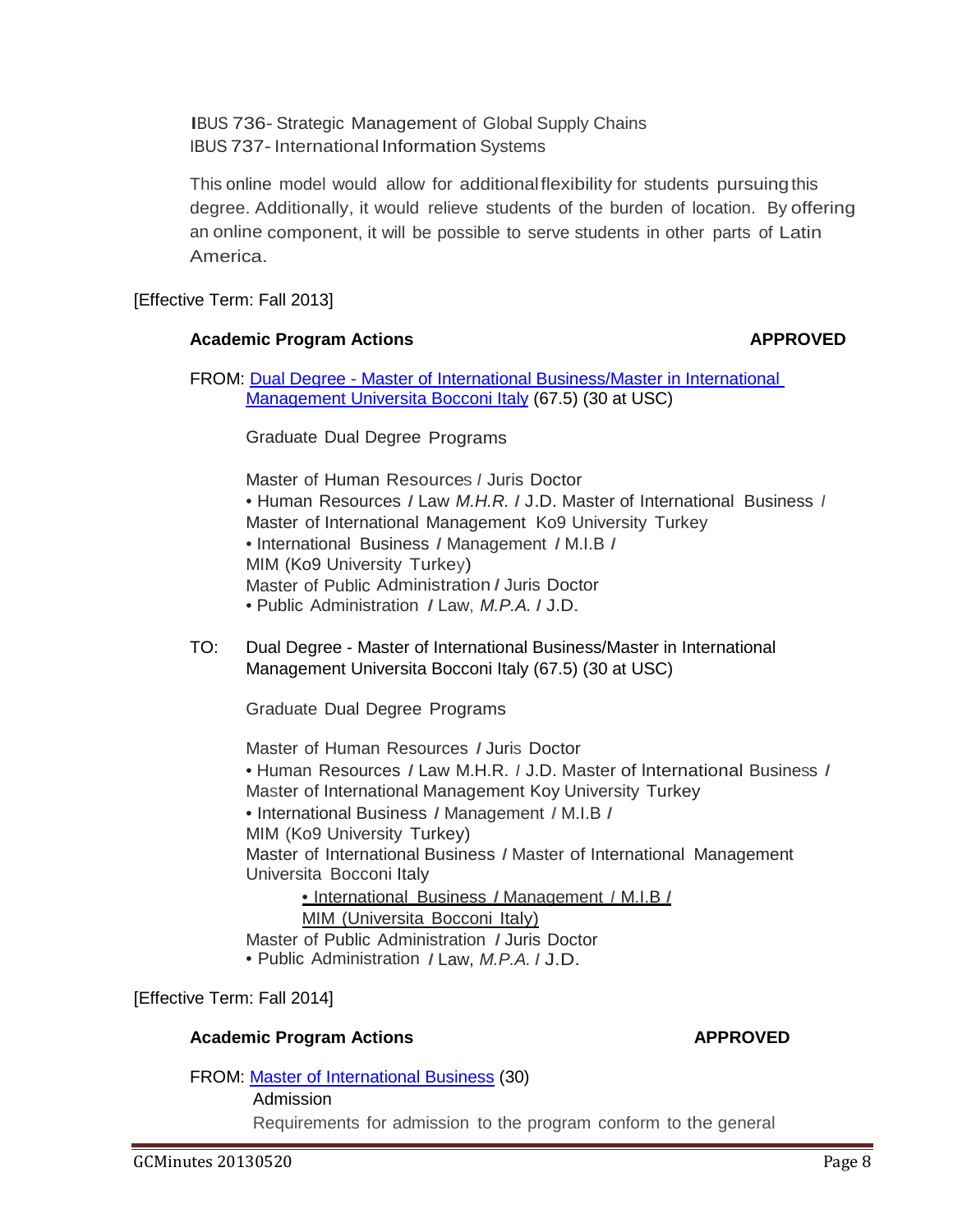IBUS 736- Strategic Management of Global Supply Chains
IBUS 737- International Information Systems

This online model would allow for additional flexibility for students pursuing this degree. Additionally, it would relieve students of the burden of location. By offering an online component, it will be possible to serve students in other parts of Latin America.

[Effective Term: Fall 2013]

**Academic Program Actions** **APPROVED**

FROM: Dual Degree - Master of International Business/Master in International Management Universita Bocconi Italy (67.5) (30 at USC)

Graduate Dual Degree Programs

Master of Human Resources / Juris Doctor
• Human Resources / Law *M.H.R.* / J.D. Master of International Business / Master of International Management Ko9 University Turkey
• International Business / Management / M.I.B / MIM (Ko9 University Turkey)
Master of Public Administration / Juris Doctor
• Public Administration / Law, *M.P.A.* / J.D.

TO: Dual Degree - Master of International Business/Master in International Management Universita Bocconi Italy (67.5) (30 at USC)

Graduate Dual Degree Programs

Master of Human Resources / Juris Doctor
• Human Resources / Law M.H.R. / J.D. Master of International Business / Master of International Management Koy University Turkey
• International Business / Management / M.I.B / MIM (Ko9 University Turkey)
Master of International Business / Master of International Management Universita Bocconi Italy
• International Business / Management / M.I.B / MIM (Universita Bocconi Italy)
Master of Public Administration / Juris Doctor
• Public Administration / Law, *M.P.A.* / J.D.

[Effective Term: Fall 2014]

**Academic Program Actions** **APPROVED**

FROM: Master of International Business (30)

Admission

Requirements for admission to the program conform to the general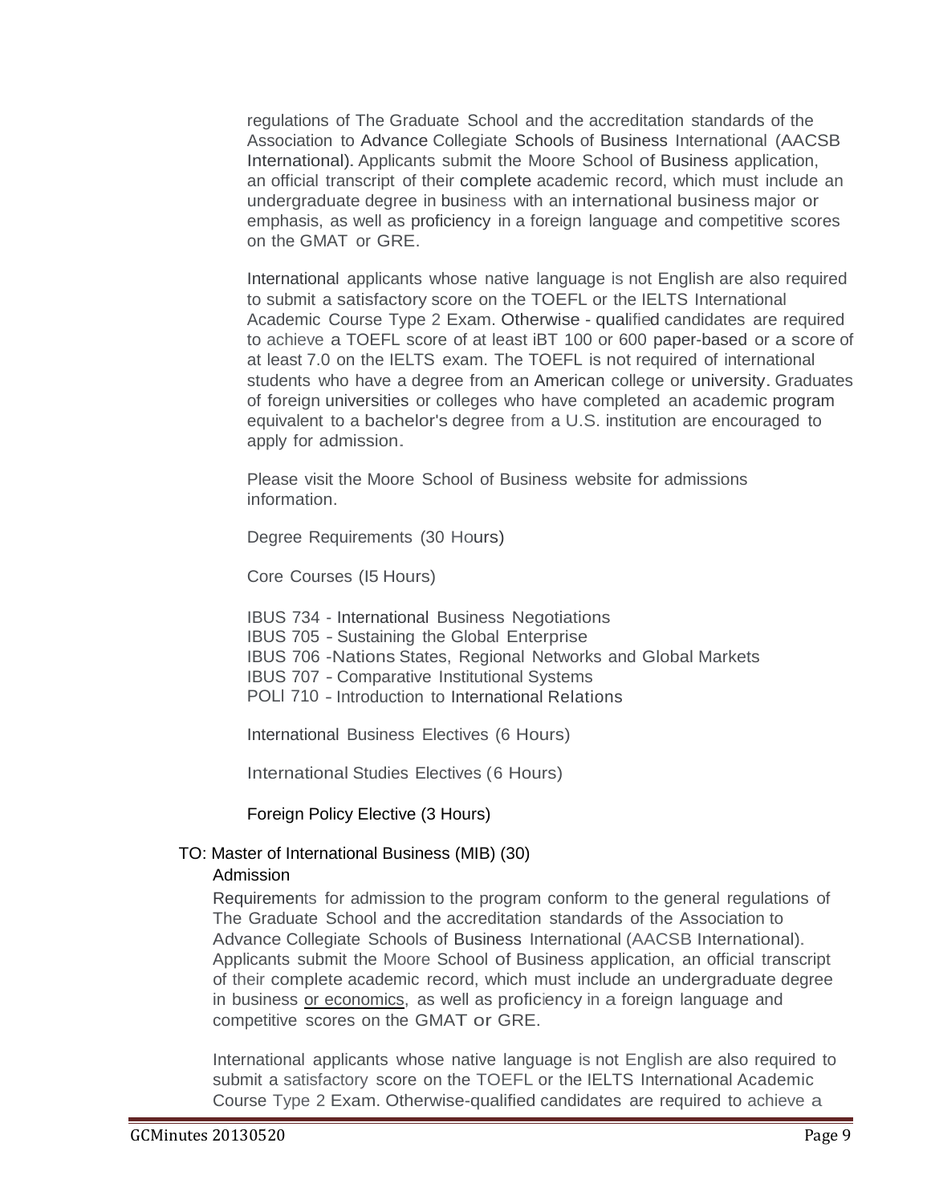regulations of The Graduate School and the accreditation standards of the Association to Advance Collegiate Schools of Business International (AACSB International). Applicants submit the Moore School of Business application, an official transcript of their complete academic record, which must include an undergraduate degree in business with an international business major or emphasis, as well as proficiency in a foreign language and competitive scores on the GMAT or GRE.

International applicants whose native language is not English are also required to submit a satisfactory score on the TOEFL or the IELTS International Academic Course Type 2 Exam. Otherwise - qualified candidates are required to achieve a TOEFL score of at least iBT 100 or 600 paper-based or a score of at least 7.0 on the IELTS exam. The TOEFL is not required of international students who have a degree from an American college or university. Graduates of foreign universities or colleges who have completed an academic program equivalent to a bachelor's degree from a U.S. institution are encouraged to apply for admission.

Please visit the Moore School of Business website for admissions information.

Degree Requirements (30 Hours)

Core Courses (I5 Hours)

IBUS 734 - International Business Negotiations
IBUS 705 - Sustaining the Global Enterprise
IBUS 706 -Nations States, Regional Networks and Global Markets
IBUS 707 - Comparative Institutional Systems
POLl 710 - Introduction to International Relations

International Business Electives (6 Hours)

International Studies Electives (6 Hours)

Foreign Policy Elective (3 Hours)

TO: Master of International Business (MIB) (30)

Admission

Requirements for admission to the program conform to the general regulations of The Graduate School and the accreditation standards of the Association to Advance Collegiate Schools of Business International (AACSB International). Applicants submit the Moore School of Business application, an official transcript of their complete academic record, which must include an undergraduate degree in business <u>or economics</u>, as well as proficiency in a foreign language and competitive scores on the GMAT or GRE.

International applicants whose native language is not English are also required to submit a satisfactory score on the TOEFL or the IELTS International Academic Course Type 2 Exam. Otherwise-qualified candidates are required to achieve a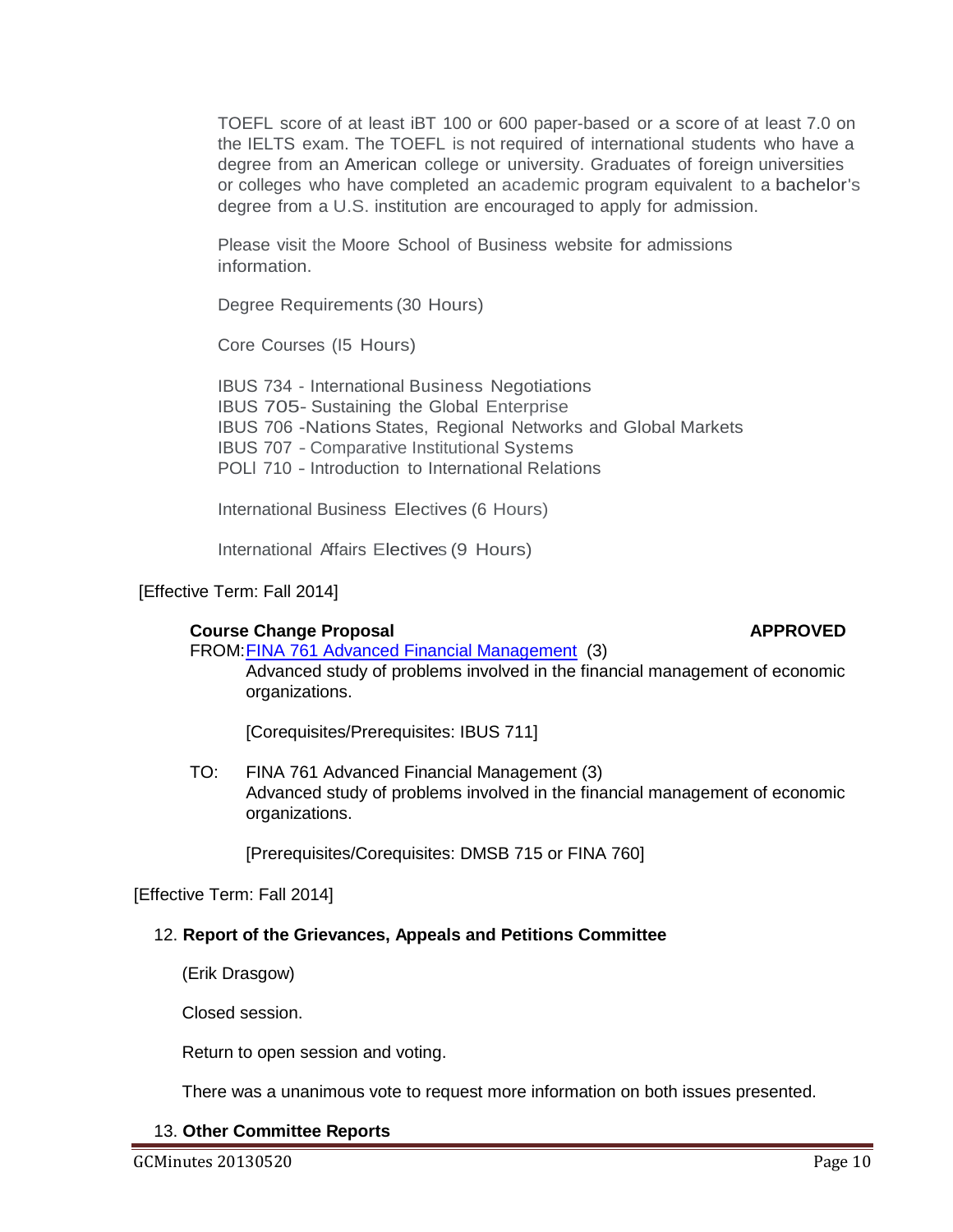TOEFL score of at least iBT 100 or 600 paper-based or a score of at least 7.0 on the IELTS exam. The TOEFL is not required of international students who have a degree from an American college or university. Graduates of foreign universities or colleges who have completed an academic program equivalent to a bachelor's degree from a U.S. institution are encouraged to apply for admission.

Please visit the Moore School of Business website for admissions information.

Degree Requirements (30 Hours)

Core Courses (I5 Hours)

IBUS 734 - International Business Negotiations
IBUS 705- Sustaining the Global Enterprise
IBUS 706 -Nations States, Regional Networks and Global Markets
IBUS 707 - Comparative Institutional Systems
POLI 710 - Introduction to International Relations

International Business Electives (6 Hours)

International Affairs Electives (9 Hours)

[Effective Term: Fall 2014]

**Course Change Proposal** **APPROVED**

FROM: FINA 761 Advanced Financial Management (3)
Advanced study of problems involved in the financial management of economic organizations.

[Corequisites/Prerequisites: IBUS 711]

TO: FINA 761 Advanced Financial Management (3)
Advanced study of problems involved in the financial management of economic organizations.

[Prerequisites/Corequisites: DMSB 715 or FINA 760]

[Effective Term: Fall 2014]

12. **Report of the Grievances, Appeals and Petitions Committee**

(Erik Drasgow)

Closed session.

Return to open session and voting.

There was a unanimous vote to request more information on both issues presented.

13. **Other Committee Reports**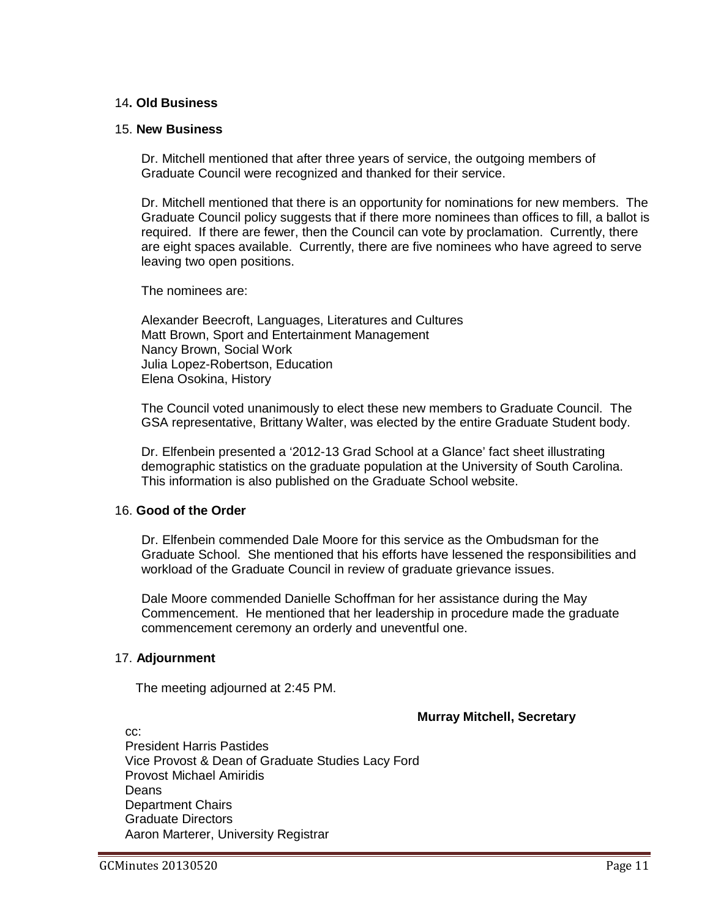14. **Old Business**

15. **New Business**

Dr. Mitchell mentioned that after three years of service, the outgoing members of Graduate Council were recognized and thanked for their service.

Dr. Mitchell mentioned that there is an opportunity for nominations for new members. The Graduate Council policy suggests that if there more nominees than offices to fill, a ballot is required. If there are fewer, then the Council can vote by proclamation. Currently, there are eight spaces available. Currently, there are five nominees who have agreed to serve leaving two open positions.

The nominees are:

Alexander Beecroft, Languages, Literatures and Cultures
Matt Brown, Sport and Entertainment Management
Nancy Brown, Social Work
Julia Lopez-Robertson, Education
Elena Osokina, History

The Council voted unanimously to elect these new members to Graduate Council. The GSA representative, Brittany Walter, was elected by the entire Graduate Student body.

Dr. Elfenbein presented a '2012-13 Grad School at a Glance' fact sheet illustrating demographic statistics on the graduate population at the University of South Carolina. This information is also published on the Graduate School website.

16. **Good of the Order**

Dr. Elfenbein commended Dale Moore for this service as the Ombudsman for the Graduate School. She mentioned that his efforts have lessened the responsibilities and workload of the Graduate Council in review of graduate grievance issues.

Dale Moore commended Danielle Schoffman for her assistance during the May Commencement. He mentioned that her leadership in procedure made the graduate commencement ceremony an orderly and uneventful one.

17. **Adjournment**

The meeting adjourned at 2:45 PM.

**Murray Mitchell, Secretary**

cc:
President Harris Pastides
Vice Provost & Dean of Graduate Studies Lacy Ford
Provost Michael Amiridis
Deans
Department Chairs
Graduate Directors
Aaron Marterer, University Registrar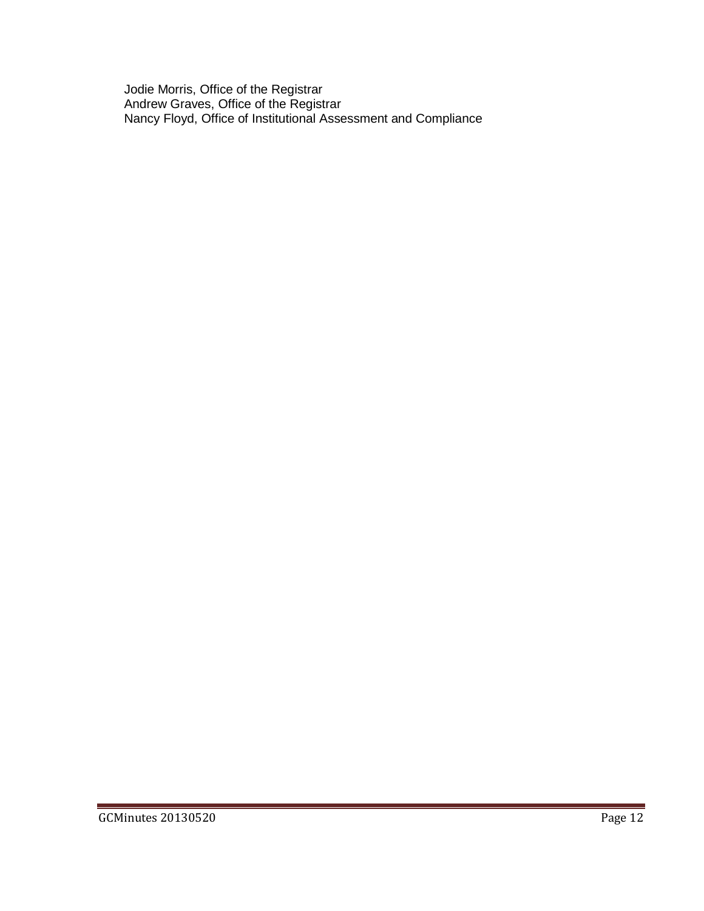Jodie Morris, Office of the Registrar
Andrew Graves, Office of the Registrar
Nancy Floyd, Office of Institutional Assessment and Compliance